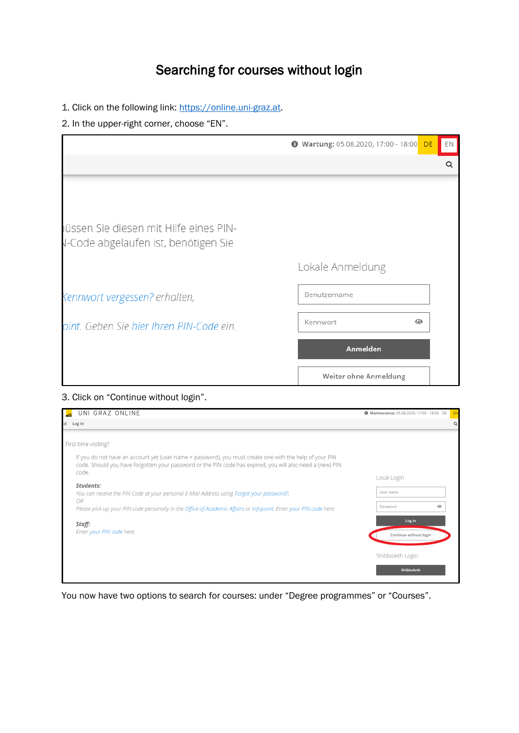# Searching for courses without login

1. Click on the following link: https://online.uni-graz.at.
2. In the upper-right corner, choose "EN".

3. Click on "Continue without login".

You now have two options to search for courses: under "Degree programmes" or "Courses".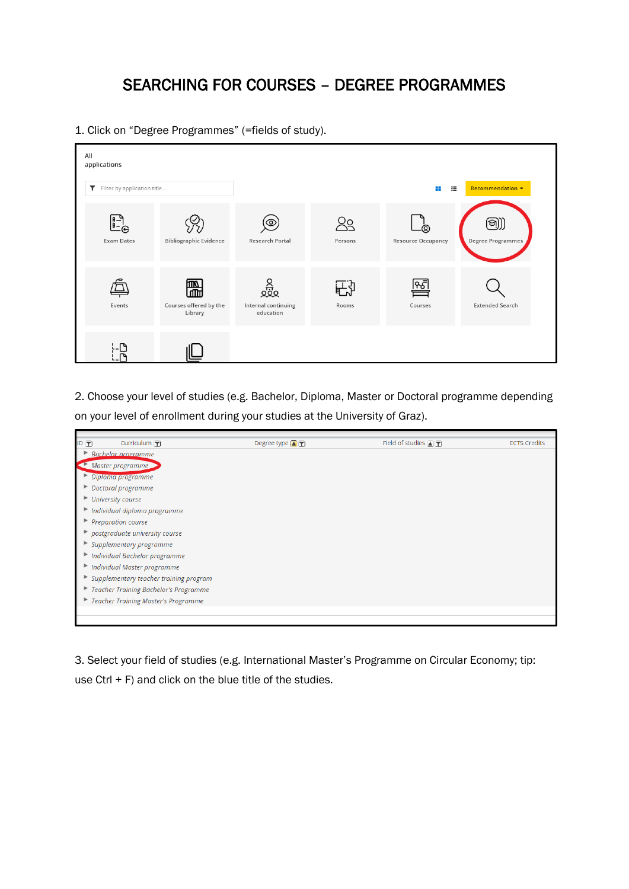# SEARCHING FOR COURSES – DEGREE PROGRAMMES

1. Click on "Degree Programmes" (=fields of study).

2. Choose your level of studies (e.g. Bachelor, Diploma, Master or Doctoral programme depending on your level of enrollment during your studies at the University of Graz).

3. Select your field of studies (e.g. International Master's Programme on Circular Economy; tip: use Ctrl + F) and click on the blue title of the studies.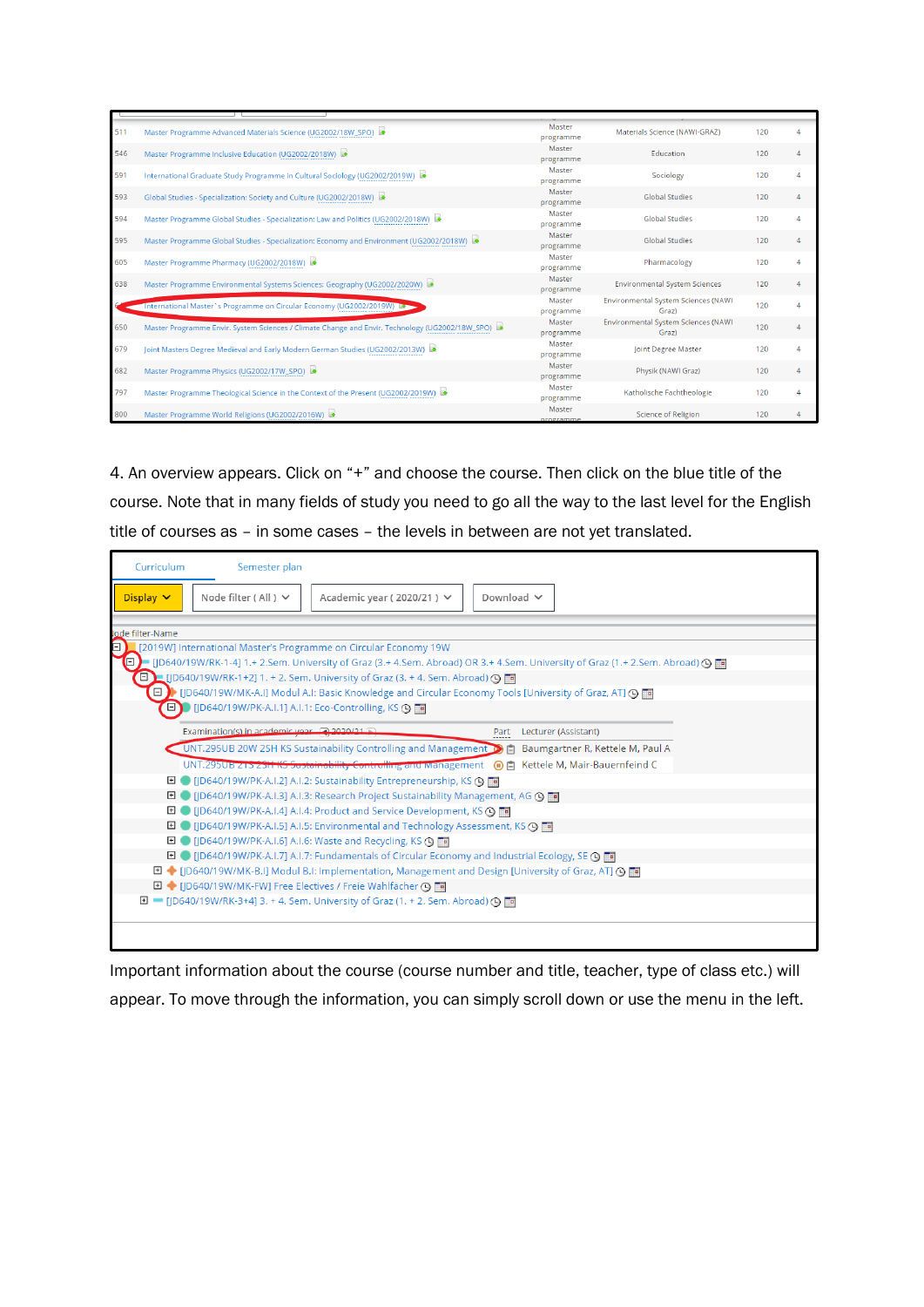| | | | | | |
|---|---|---|---|---|---|
| 511 | Master Programme Advanced Materials Science (UG2002/18W_SPO) | Master programme | Materials Science (NAWI-GRAZ) | 120 | 4 |
| 546 | Master Programme Inclusive Education (UG2002/2018W) | Master programme | Education | 120 | 4 |
| 591 | International Graduate Study Programme in Cultural Sociology (UG2002/2019W) | Master programme | Sociology | 120 | 4 |
| 593 | Global Studies - Specialization: Society and Culture (UG2002/2018W) | Master programme | Global Studies | 120 | 4 |
| 594 | Master Programme Global Studies - Specialization: Law and Politics (UG2002/2018W) | Master programme | Global Studies | 120 | 4 |
| 595 | Master Programme Global Studies - Specialization: Economy and Environment (UG2002/2018W) | Master programme | Global Studies | 120 | 4 |
| 605 | Master Programme Pharmacy (UG2002/2018W) | Master programme | Pharmacology | 120 | 4 |
| 638 | Master Programme Environmental Systems Sciences: Geography (UG2002/2020W) | Master programme | Environmental System Sciences | 120 | 4 |
| 6.. | International Master´s Programme on Circular Economy (UG2002/2019W) | Master programme | Environmental System Sciences (NAWI Graz) | 120 | 4 |
| 650 | Master Programme Envir. System Sciences / Climate Change and Envir. Technology (UG2002/18W_SPO) | Master programme | Environmental System Sciences (NAWI Graz) | 120 | 4 |
| 679 | Joint Masters Degree Medieval and Early Modern German Studies (UG2002/2013W) | Master programme | Joint Degree Master | 120 | 4 |
| 682 | Master Programme Physics (UG2002/17W_SPO) | Master programme | Physik (NAWI Graz) | 120 | 4 |
| 797 | Master Programme Theological Science in the Context of the Present (UG2002/2019W) | Master programme | Katholische Fachtheologie | 120 | 4 |
| 800 | Master Programme World Religions (UG2002/2016W) | Master programme | Science of Religion | 120 | 4 |

4. An overview appears. Click on "+" and choose the course. Then click on the blue title of the course. Note that in many fields of study you need to go all the way to the last level for the English title of courses as – in some cases – the levels in between are not yet translated.

Curriculum | Semester plan

Display | Node filter ( All ) | Academic year ( 2020/21 ) | Download

Node filter-Name

- [2019W] International Master's Programme on Circular Economy 19W
  - [JD640/19W/RK-1-4] 1.+ 2.Sem. University of Graz (3.+ 4.Sem. Abroad) OR 3.+ 4.Sem. University of Graz (1.+ 2.Sem. Abroad)
    - [JD640/19W/RK-1+2] 1. + 2. Sem. University of Graz (3. + 4. Sem. Abroad)
      - [JD640/19W/MK-A.I] Modul A.I: Basic Knowledge and Circular Economy Tools [University of Graz, AT]
        - [JD640/19W/PK-A.I.1] A.I.1: Eco-Controlling, KS

| Examination(s) in academic year 2020/21 | Part | Lecturer (Assistant) |
|---|---|---|
| UNT.295UB 20W 25H KS Sustainability Controlling and Management | | Baumgartner R, Kettele M, Paul A |
| UNT.295UB 21S 25H KS Sustainability Controlling and Management | | Kettele M, Mair-Bauernfeind C |

        - [JD640/19W/PK-A.I.2] A.I.2: Sustainability Entrepreneurship, KS
        - [JD640/19W/PK-A.I.3] A.I.3: Research Project Sustainability Management, AG
        - [JD640/19W/PK-A.I.4] A.I.4: Product and Service Development, KS
        - [JD640/19W/PK-A.I.5] A.I.5: Environmental and Technology Assessment, KS
        - [JD640/19W/PK-A.I.6] A.I.6: Waste and Recycling, KS
        - [JD640/19W/PK-A.I.7] A.I.7: Fundamentals of Circular Economy and Industrial Ecology, SE
      - [JD640/19W/MK-B.I] Modul B.I: Implementation, Management and Design [University of Graz, AT]
      - [JD640/19W/MK-FW] Free Electives / Freie Wahlfächer
    - [JD640/19W/RK-3+4] 3. + 4. Sem. University of Graz (1. + 2. Sem. Abroad)

Important information about the course (course number and title, teacher, type of class etc.) will appear. To move through the information, you can simply scroll down or use the menu in the left.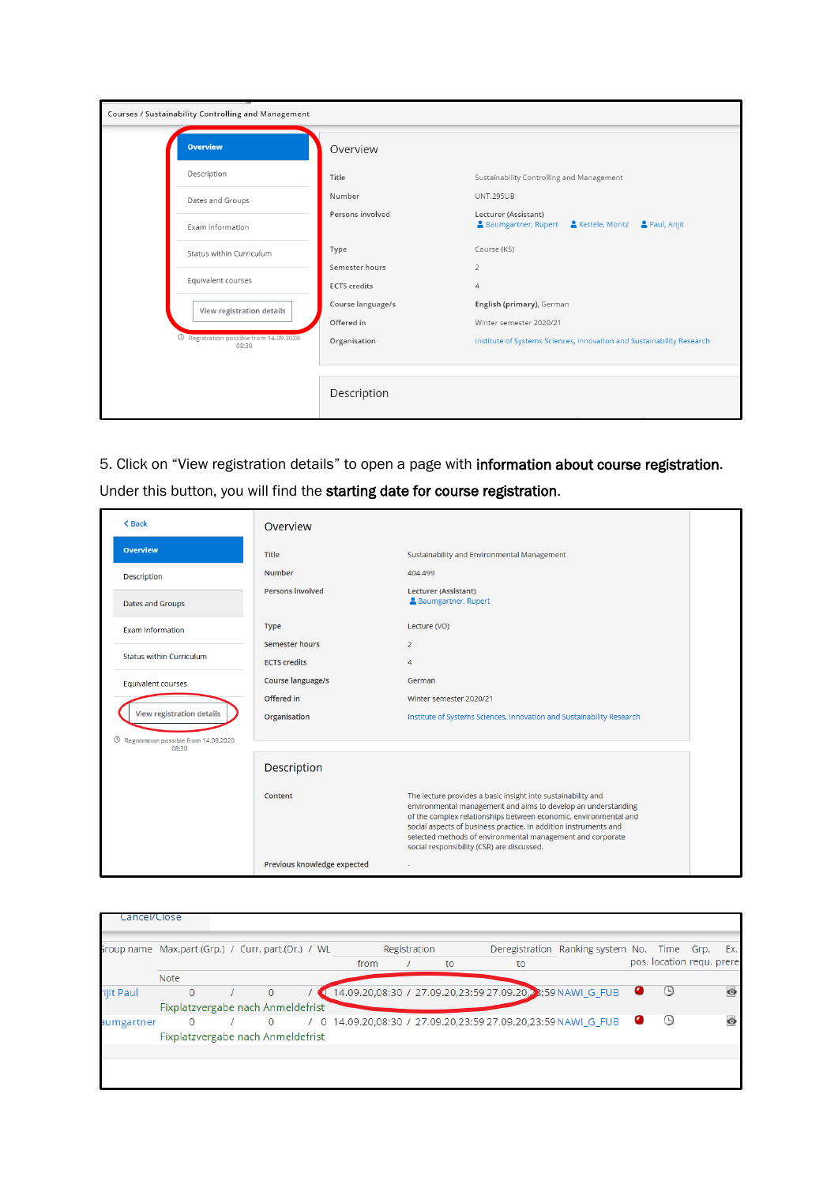Courses / Sustainability Controlling and Management

- Overview
- Description
- Dates and Groups
- Exam Information
- Status within Curriculum
- Equivalent courses
- View registration details

Registration possible from 14.09.2020 08:30

**Overview**

| | |
|---|---|
| Title | Sustainability Controlling and Management |
| Number | UNT.295UB |
| Persons involved | Lecturer (Assistant) Baumgartner, Rupert; Kettele, Moritz; Paul, Arijit |
| Type | Course (KS) |
| Semester hours | 2 |
| ECTS credits | 4 |
| Course language/s | **English (primary)**, German |
| Offered in | Winter semester 2020/21 |
| Organisation | Institute of Systems Sciences, Innovation and Sustainability Research |

**Description**

5. Click on “View registration details” to open a page with **information about course registration**. Under this button, you will find the **starting date for course registration**.

< Back

- Overview
- Description
- Dates and Groups
- Exam Information
- Status within Curriculum
- Equivalent courses
- View registration details

Registration possible from 14.09.2020 08:30

**Overview**

| | |
|---|---|
| Title | Sustainability and Environmental Management |
| Number | 404.499 |
| Persons involved | Lecturer (Assistant) Baumgartner, Rupert |
| Type | Lecture (VO) |
| Semester hours | 2 |
| ECTS credits | 4 |
| Course language/s | German |
| Offered in | Winter semester 2020/21 |
| Organisation | Institute of Systems Sciences, Innovation and Sustainability Research |

**Description**

| | |
|---|---|
| Content | The lecture provides a basic insight into sustainability and environmental management and aims to develop an understanding of the complex relationships between economic, environmental and social aspects of business practice. In addition instruments and selected methods of environmental management and corporate social responsibility (CSR) are discussed. |
| Previous knowledge expected | - |

Cancel/Close

| Group name | Max.part (Grp.) / Curr. part.(Dr.) / WL | Registration from / to | Deregistration to | Ranking system | No. pos. | Time location | Grp. requ. | Ex. prere |
|---|---|---|---|---|---|---|---|---|
| | Note | | | | | | | |
| rijit Paul | 0 / 0 / 0 | 14.09.20,08:30 / 27.09.20,23:59 | 27.09.20,23:59 | NAWI_G_FUB | | | | |
| | Fixplatzvergabe nach Anmeldefrist | | | | | | | |
| aumgartner | 0 / 0 / 0 | 14.09.20,08:30 / 27.09.20,23:59 | 27.09.20,23:59 | NAWI_G_FUB | | | | |
| | Fixplatzvergabe nach Anmeldefrist | | | | | | | |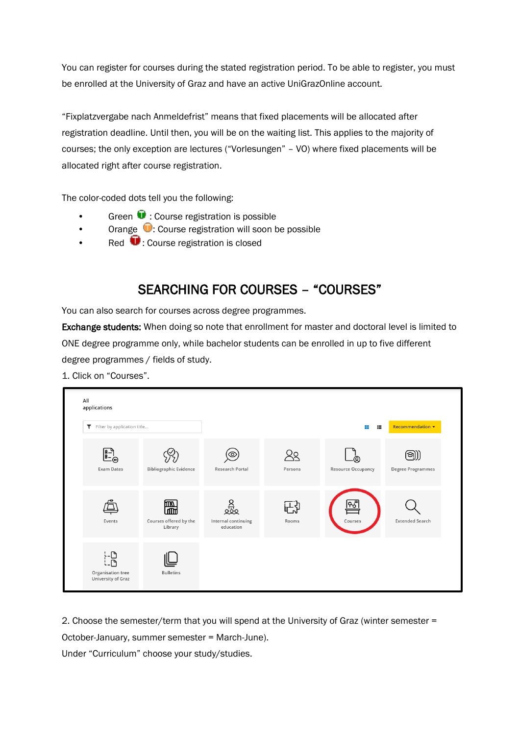You can register for courses during the stated registration period. To be able to register, you must be enrolled at the University of Graz and have an active UniGrazOnline account.

"Fixplatzvergabe nach Anmeldefrist" means that fixed placements will be allocated after registration deadline. Until then, you will be on the waiting list. This applies to the majority of courses; the only exception are lectures ("Vorlesungen" – VO) where fixed placements will be allocated right after course registration.

The color-coded dots tell you the following:

- Green : Course registration is possible
- Orange : Course registration will soon be possible
- Red : Course registration is closed

## SEARCHING FOR COURSES – "COURSES"

You can also search for courses across degree programmes.

**Exchange students:** When doing so note that enrollment for master and doctoral level is limited to ONE degree programme only, while bachelor students can be enrolled in up to five different degree programmes / fields of study.

1. Click on "Courses".

All applications

Filter by application title...

Recommendation

Exam Dates | Bibliographic Evidence | Research Portal | Persons | Resource Occupancy | Degree Programmes
Events | Courses offered by the Library | Internal continuing education | Rooms | Courses | Extended Search
Organisation tree University of Graz | Bulletins

2. Choose the semester/term that you will spend at the University of Graz (winter semester = October-January, summer semester = March-June).

Under "Curriculum" choose your study/studies.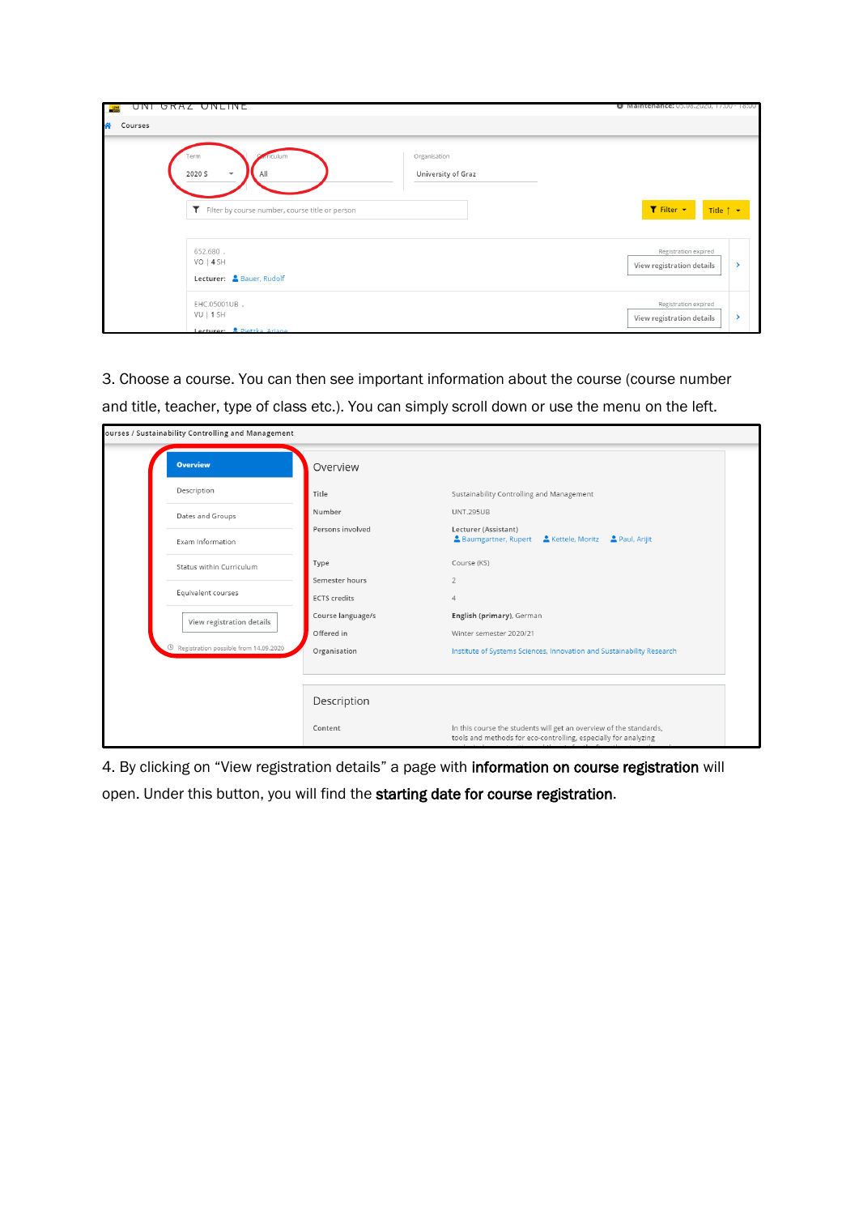3. Choose a course. You can then see important information about the course (course number and title, teacher, type of class etc.). You can simply scroll down or use the menu on the left.

4. By clicking on "View registration details" a page with **information on course registration** will open. Under this button, you will find the **starting date for course registration**.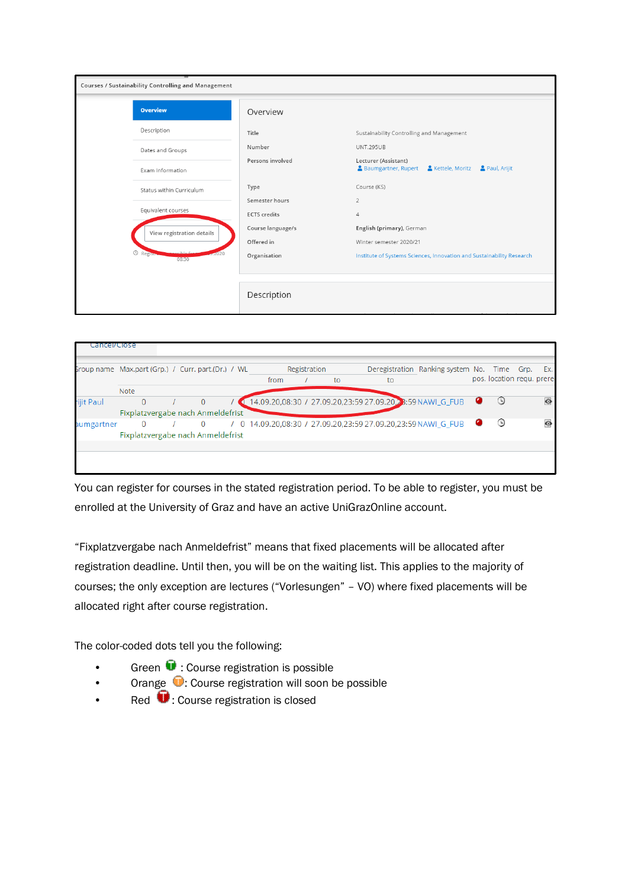Courses / Sustainability Controlling and Management

Overview

Description

Dates and Groups

Exam information

Status within Curriculum

Equivalent courses

View registration details

Overview

| | |
|---|---|
| Title | Sustainability Controlling and Management |
| Number | UNT.295UB |
| Persons involved | Lecturer (Assistant) Baumgartner, Rupert Kettele, Moritz Paul, Arijit |
| Type | Course (KS) |
| Semester hours | 2 |
| ECTS credits | 4 |
| Course language/s | English (primary), German |
| Offered in | Winter semester 2020/21 |
| Organisation | Institute of Systems Sciences, Innovation and Sustainability Research |

Description

Cancel/Close

| Group name | Max.part (Grp.) / Curr. part.(Dr.) / WL | Registration from / to | Deregistration to | Ranking system | No. pos. | Time location | Grp. requ. | Ex. prere |
|---|---|---|---|---|---|---|---|---|
| ijit Paul | 0 / 0 / | 14.09.20,08:30 / 27.09.20,23:59 | 27.09.20,23:59 | NAWI_G_FUB | | | | |
| | Fixplatzvergabe nach Anmeldefrist | | | | | | | |
| umgartner | 0 / 0 / 0 | 14.09.20,08:30 / 27.09.20,23:59 | 27.09.20,23:59 | NAWI_G_FUB | | | | |
| | Fixplatzvergabe nach Anmeldefrist | | | | | | | |

You can register for courses in the stated registration period. To be able to register, you must be enrolled at the University of Graz and have an active UniGrazOnline account.

"Fixplatzvergabe nach Anmeldefrist" means that fixed placements will be allocated after registration deadline. Until then, you will be on the waiting list. This applies to the majority of courses; the only exception are lectures ("Vorlesungen" – VO) where fixed placements will be allocated right after course registration.

The color-coded dots tell you the following:

- Green : Course registration is possible
- Orange : Course registration will soon be possible
- Red : Course registration is closed